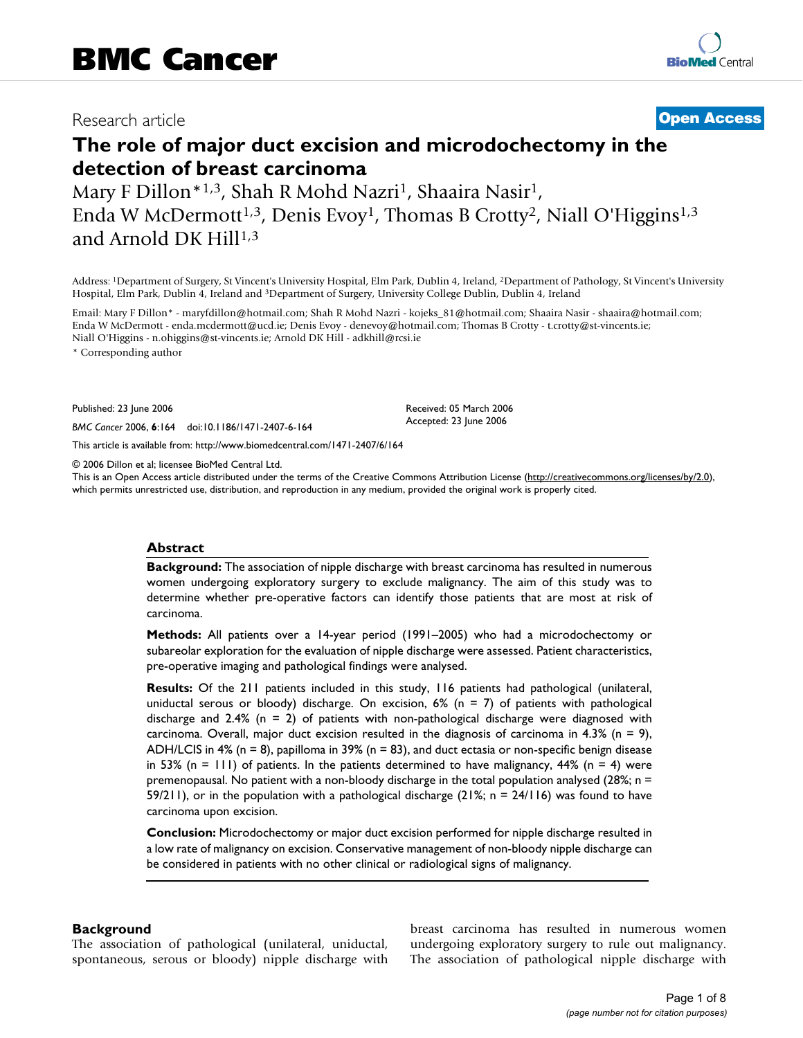# BMC Cancer

Research article

**Open Access**

# The role of major duct excision and microdochectomy in the detection of breast carcinoma

Mary F Dillon*[1,3], Shah R Mohd Nazri[1], Shaaira Nasir[1], Enda W McDermott[1,3], Denis Evoy[1], Thomas B Crotty[2], Niall O'Higgins[1,3] and Arnold DK Hill[1,3]

Address: [1]Department of Surgery, St Vincent's University Hospital, Elm Park, Dublin 4, Ireland, [2]Department of Pathology, St Vincent's University Hospital, Elm Park, Dublin 4, Ireland and [3]Department of Surgery, University College Dublin, Dublin 4, Ireland

Email: Mary F Dillon* - maryfdillon@hotmail.com; Shah R Mohd Nazri - kojeks_81@hotmail.com; Shaaira Nasir - shaaira@hotmail.com; Enda W McDermott - enda.mcdermott@ucd.ie; Denis Evoy - denevoy@hotmail.com; Thomas B Crotty - t.crotty@st-vincents.ie; Niall O'Higgins - n.ohiggins@st-vincents.ie; Arnold DK Hill - adkhill@rcsi.ie

* Corresponding author

Published: 23 June 2006

*BMC Cancer* 2006, **6**:164 doi:10.1186/1471-2407-6-164

Received: 05 March 2006
Accepted: 23 June 2006

This article is available from: http://www.biomedcentral.com/1471-2407/6/164

© 2006 Dillon et al; licensee BioMed Central Ltd.

This is an Open Access article distributed under the terms of the Creative Commons Attribution License (http://creativecommons.org/licenses/by/2.0), which permits unrestricted use, distribution, and reproduction in any medium, provided the original work is properly cited.

## Abstract

**Background:** The association of nipple discharge with breast carcinoma has resulted in numerous women undergoing exploratory surgery to exclude malignancy. The aim of this study was to determine whether pre-operative factors can identify those patients that are most at risk of carcinoma.

**Methods:** All patients over a 14-year period (1991–2005) who had a microdochectomy or subareolar exploration for the evaluation of nipple discharge were assessed. Patient characteristics, pre-operative imaging and pathological findings were analysed.

**Results:** Of the 211 patients included in this study, 116 patients had pathological (unilateral, uniductal serous or bloody) discharge. On excision, 6% (n = 7) of patients with pathological discharge and 2.4% (n = 2) of patients with non-pathological discharge were diagnosed with carcinoma. Overall, major duct excision resulted in the diagnosis of carcinoma in 4.3% (n = 9), ADH/LCIS in 4% (n = 8), papilloma in 39% (n = 83), and duct ectasia or non-specific benign disease in 53% (n = 111) of patients. In the patients determined to have malignancy, 44% (n = 4) were premenopausal. No patient with a non-bloody discharge in the total population analysed (28%; n = 59/211), or in the population with a pathological discharge (21%; n = 24/116) was found to have carcinoma upon excision.

**Conclusion:** Microdochectomy or major duct excision performed for nipple discharge resulted in a low rate of malignancy on excision. Conservative management of non-bloody nipple discharge can be considered in patients with no other clinical or radiological signs of malignancy.

## Background

The association of pathological (unilateral, uniductal, spontaneous, serous or bloody) nipple discharge with breast carcinoma has resulted in numerous women undergoing exploratory surgery to rule out malignancy. The association of pathological nipple discharge with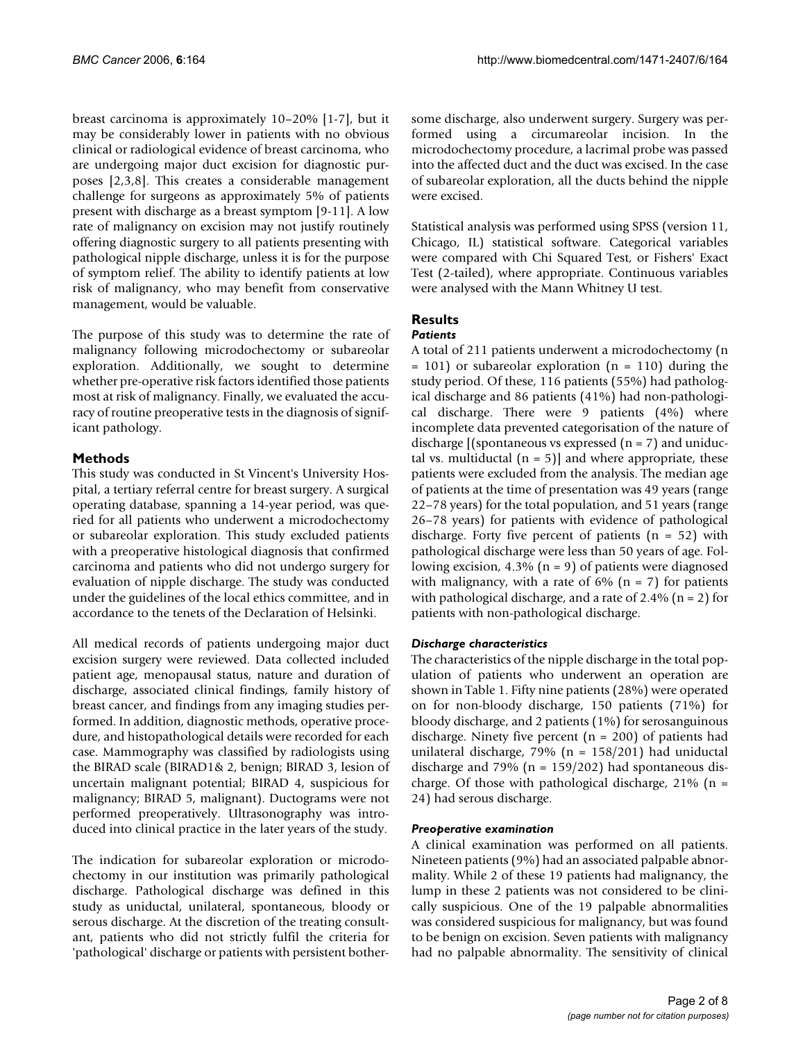breast carcinoma is approximately 10–20% [1-7], but it may be considerably lower in patients with no obvious clinical or radiological evidence of breast carcinoma, who are undergoing major duct excision for diagnostic purposes [2,3,8]. This creates a considerable management challenge for surgeons as approximately 5% of patients present with discharge as a breast symptom [9-11]. A low rate of malignancy on excision may not justify routinely offering diagnostic surgery to all patients presenting with pathological nipple discharge, unless it is for the purpose of symptom relief. The ability to identify patients at low risk of malignancy, who may benefit from conservative management, would be valuable.

The purpose of this study was to determine the rate of malignancy following microdochectomy or subareolar exploration. Additionally, we sought to determine whether pre-operative risk factors identified those patients most at risk of malignancy. Finally, we evaluated the accuracy of routine preoperative tests in the diagnosis of significant pathology.

## Methods

This study was conducted in St Vincent's University Hospital, a tertiary referral centre for breast surgery. A surgical operating database, spanning a 14-year period, was queried for all patients who underwent a microdochectomy or subareolar exploration. This study excluded patients with a preoperative histological diagnosis that confirmed carcinoma and patients who did not undergo surgery for evaluation of nipple discharge. The study was conducted under the guidelines of the local ethics committee, and in accordance to the tenets of the Declaration of Helsinki.

All medical records of patients undergoing major duct excision surgery were reviewed. Data collected included patient age, menopausal status, nature and duration of discharge, associated clinical findings, family history of breast cancer, and findings from any imaging studies performed. In addition, diagnostic methods, operative procedure, and histopathological details were recorded for each case. Mammography was classified by radiologists using the BIRAD scale (BIRAD1& 2, benign; BIRAD 3, lesion of uncertain malignant potential; BIRAD 4, suspicious for malignancy; BIRAD 5, malignant). Ductograms were not performed preoperatively. Ultrasonography was introduced into clinical practice in the later years of the study.

The indication for subareolar exploration or microdochectomy in our institution was primarily pathological discharge. Pathological discharge was defined in this study as uniductal, unilateral, spontaneous, bloody or serous discharge. At the discretion of the treating consultant, patients who did not strictly fulfil the criteria for 'pathological' discharge or patients with persistent bothersome discharge, also underwent surgery. Surgery was performed using a circumareolar incision. In the microdochectomy procedure, a lacrimal probe was passed into the affected duct and the duct was excised. In the case of subareolar exploration, all the ducts behind the nipple were excised.

Statistical analysis was performed using SPSS (version 11, Chicago, IL) statistical software. Categorical variables were compared with Chi Squared Test, or Fishers' Exact Test (2-tailed), where appropriate. Continuous variables were analysed with the Mann Whitney U test.

## Results

### *Patients*

A total of 211 patients underwent a microdochectomy (n = 101) or subareolar exploration (n = 110) during the study period. Of these, 116 patients (55%) had pathological discharge and 86 patients (41%) had non-pathological discharge. There were 9 patients (4%) where incomplete data prevented categorisation of the nature of discharge [(spontaneous vs expressed (n = 7) and uniductal vs. multiductal (n = 5)] and where appropriate, these patients were excluded from the analysis. The median age of patients at the time of presentation was 49 years (range 22–78 years) for the total population, and 51 years (range 26–78 years) for patients with evidence of pathological discharge. Forty five percent of patients (n = 52) with pathological discharge were less than 50 years of age. Following excision, 4.3% (n = 9) of patients were diagnosed with malignancy, with a rate of 6% (n = 7) for patients with pathological discharge, and a rate of 2.4% (n = 2) for patients with non-pathological discharge.

### *Discharge characteristics*

The characteristics of the nipple discharge in the total population of patients who underwent an operation are shown in Table 1. Fifty nine patients (28%) were operated on for non-bloody discharge, 150 patients (71%) for bloody discharge, and 2 patients (1%) for serosanguinous discharge. Ninety five percent (n = 200) of patients had unilateral discharge, 79% (n = 158/201) had uniductal discharge and 79% (n = 159/202) had spontaneous discharge. Of those with pathological discharge, 21% (n = 24) had serous discharge.

### *Preoperative examination*

A clinical examination was performed on all patients. Nineteen patients (9%) had an associated palpable abnormality. While 2 of these 19 patients had malignancy, the lump in these 2 patients was not considered to be clinically suspicious. One of the 19 palpable abnormalities was considered suspicious for malignancy, but was found to be benign on excision. Seven patients with malignancy had no palpable abnormality. The sensitivity of clinical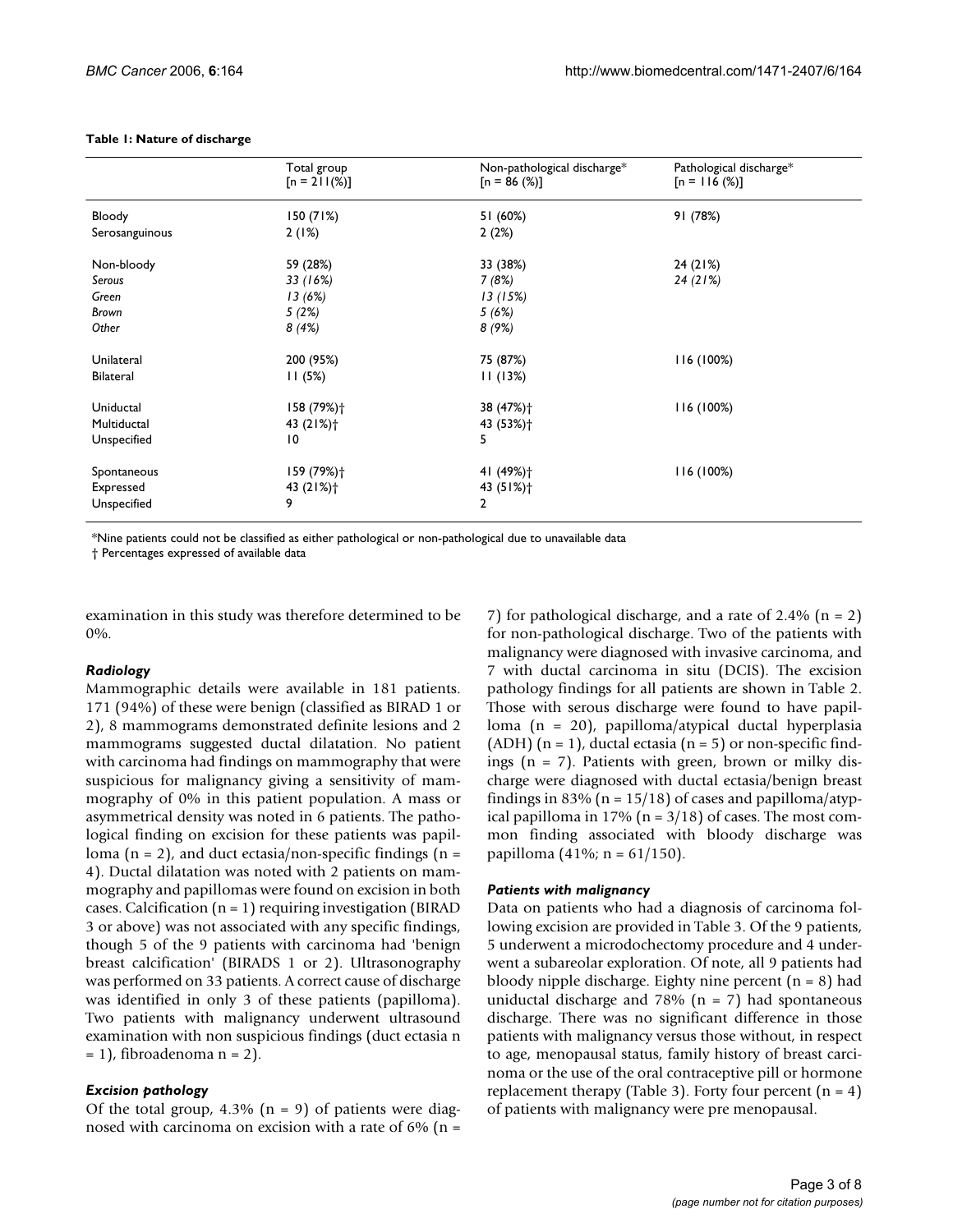**Table 1: Nature of discharge**

| | Total group [n = 211(%)] | Non-pathological discharge* [n = 86 (%)] | Pathological discharge* [n = 116 (%)] |
|---|---|---|---|
| Bloody | 150 (71%) | 51 (60%) | 91 (78%) |
| Serosanguinous | 2 (1%) | 2 (2%) | |
| Non-bloody | 59 (28%) | 33 (38%) | 24 (21%) |
| *Serous* | *33 (16%)* | *7 (8%)* | *24 (21%)* |
| *Green* | *13 (6%)* | *13 (15%)* | |
| *Brown* | *5 (2%)* | *5 (6%)* | |
| *Other* | *8 (4%)* | *8 (9%)* | |
| Unilateral | 200 (95%) | 75 (87%) | 116 (100%) |
| Bilateral | 11 (5%) | 11 (13%) | |
| Uniductal | 158 (79%)† | 38 (47%)† | 116 (100%) |
| Multiductal | 43 (21%)† | 43 (53%)† | |
| Unspecified | 10 | 5 | |
| Spontaneous | 159 (79%)† | 41 (49%)† | 116 (100%) |
| Expressed | 43 (21%)† | 43 (51%)† | |
| Unspecified | 9 | 2 | |

*Nine patients could not be classified as either pathological or non-pathological due to unavailable data

† Percentages expressed of available data

examination in this study was therefore determined to be 0%.

### *Radiology*

Mammographic details were available in 181 patients. 171 (94%) of these were benign (classified as BIRAD 1 or 2), 8 mammograms demonstrated definite lesions and 2 mammograms suggested ductal dilatation. No patient with carcinoma had findings on mammography that were suspicious for malignancy giving a sensitivity of mammography of 0% in this patient population. A mass or asymmetrical density was noted in 6 patients. The pathological finding on excision for these patients was papilloma (n = 2), and duct ectasia/non-specific findings (n = 4). Ductal dilatation was noted with 2 patients on mammography and papillomas were found on excision in both cases. Calcification (n = 1) requiring investigation (BIRAD 3 or above) was not associated with any specific findings, though 5 of the 9 patients with carcinoma had 'benign breast calcification' (BIRADS 1 or 2). Ultrasonography was performed on 33 patients. A correct cause of discharge was identified in only 3 of these patients (papilloma). Two patients with malignancy underwent ultrasound examination with non suspicious findings (duct ectasia n = 1), fibroadenoma n = 2).

### *Excision pathology*

Of the total group, 4.3% (n = 9) of patients were diagnosed with carcinoma on excision with a rate of 6% (n = 7) for pathological discharge, and a rate of 2.4% (n = 2) for non-pathological discharge. Two of the patients with malignancy were diagnosed with invasive carcinoma, and 7 with ductal carcinoma in situ (DCIS). The excision pathology findings for all patients are shown in Table 2. Those with serous discharge were found to have papilloma (n = 20), papilloma/atypical ductal hyperplasia (ADH) (n = 1), ductal ectasia (n = 5) or non-specific findings (n = 7). Patients with green, brown or milky discharge were diagnosed with ductal ectasia/benign breast findings in 83% (n = 15/18) of cases and papilloma/atypical papilloma in 17% (n = 3/18) of cases. The most common finding associated with bloody discharge was papilloma (41%; n = 61/150).

### *Patients with malignancy*

Data on patients who had a diagnosis of carcinoma following excision are provided in Table 3. Of the 9 patients, 5 underwent a microdochectomy procedure and 4 underwent a subareolar exploration. Of note, all 9 patients had bloody nipple discharge. Eighty nine percent (n = 8) had uniductal discharge and 78% (n = 7) had spontaneous discharge. There was no significant difference in those patients with malignancy versus those without, in respect to age, menopausal status, family history of breast carcinoma or the use of the oral contraceptive pill or hormone replacement therapy (Table 3). Forty four percent (n = 4) of patients with malignancy were pre menopausal.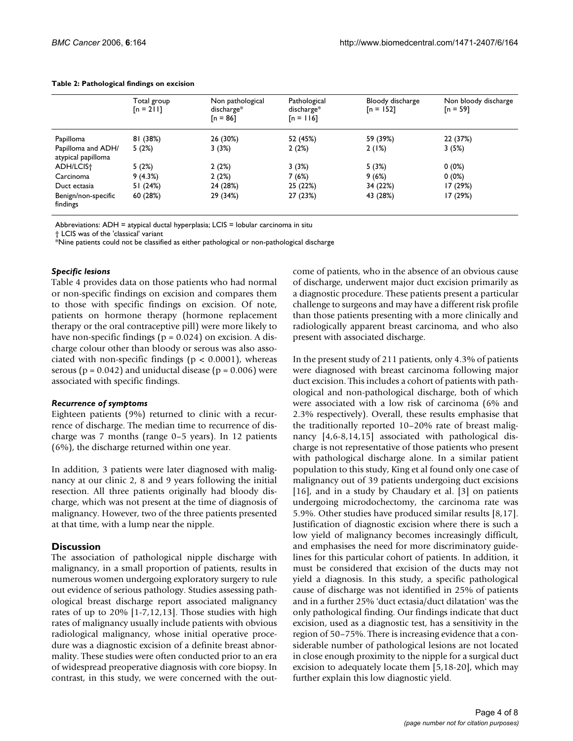**Table 2: Pathological findings on excision**

| | Total group [n = 211] | Non pathological discharge* [n = 86] | Pathological discharge* [n = 116] | Bloody discharge [n = 152] | Non bloody discharge [n = 59] |
|---|---|---|---|---|---|
| Papilloma | 81 (38%) | 26 (30%) | 52 (45%) | 59 (39%) | 22 (37%) |
| Papilloma and ADH/ atypical papilloma | 5 (2%) | 3 (3%) | 2 (2%) | 2 (1%) | 3 (5%) |
| ADH/LCIS† | 5 (2%) | 2 (2%) | 3 (3%) | 5 (3%) | 0 (0%) |
| Carcinoma | 9 (4.3%) | 2 (2%) | 7 (6%) | 9 (6%) | 0 (0%) |
| Duct ectasia | 51 (24%) | 24 (28%) | 25 (22%) | 34 (22%) | 17 (29%) |
| Benign/non-specific findings | 60 (28%) | 29 (34%) | 27 (23%) | 43 (28%) | 17 (29%) |

Abbreviations: ADH = atypical ductal hyperplasia; LCIS = lobular carcinoma in situ

† LCIS was of the 'classical' variant

*Nine patients could not be classified as either pathological or non-pathological discharge

### *Specific lesions*

Table 4 provides data on those patients who had normal or non-specific findings on excision and compares them to those with specific findings on excision. Of note, patients on hormone therapy (hormone replacement therapy or the oral contraceptive pill) were more likely to have non-specific findings ($p = 0.024$) on excision. A discharge colour other than bloody or serous was also associated with non-specific findings ($p < 0.0001$), whereas serous ($p = 0.042$) and uniductal disease ($p = 0.006$) were associated with specific findings.

### *Recurrence of symptoms*

Eighteen patients (9%) returned to clinic with a recurrence of discharge. The median time to recurrence of discharge was 7 months (range 0–5 years). In 12 patients (6%), the discharge returned within one year.

In addition, 3 patients were later diagnosed with malignancy at our clinic 2, 8 and 9 years following the initial resection. All three patients originally had bloody discharge, which was not present at the time of diagnosis of malignancy. However, two of the three patients presented at that time, with a lump near the nipple.

## Discussion

The association of pathological nipple discharge with malignancy, in a small proportion of patients, results in numerous women undergoing exploratory surgery to rule out evidence of serious pathology. Studies assessing pathological breast discharge report associated malignancy rates of up to 20% [1-7,12,13]. Those studies with high rates of malignancy usually include patients with obvious radiological malignancy, whose initial operative procedure was a diagnostic excision of a definite breast abnormality. These studies were often conducted prior to an era of widespread preoperative diagnosis with core biopsy. In contrast, in this study, we were concerned with the outcome of patients, who in the absence of an obvious cause of discharge, underwent major duct excision primarily as a diagnostic procedure. These patients present a particular challenge to surgeons and may have a different risk profile than those patients presenting with a more clinically and radiologically apparent breast carcinoma, and who also present with associated discharge.

In the present study of 211 patients, only 4.3% of patients were diagnosed with breast carcinoma following major duct excision. This includes a cohort of patients with pathological and non-pathological discharge, both of which were associated with a low risk of carcinoma (6% and 2.3% respectively). Overall, these results emphasise that the traditionally reported 10–20% rate of breast malignancy [4,6-8,14,15] associated with pathological discharge is not representative of those patients who present with pathological discharge alone. In a similar patient population to this study, King et al found only one case of malignancy out of 39 patients undergoing duct excisions [16], and in a study by Chaudary et al. [3] on patients undergoing microdochectomy, the carcinoma rate was 5.9%. Other studies have produced similar results [8,17]. Justification of diagnostic excision where there is such a low yield of malignancy becomes increasingly difficult, and emphasises the need for more discriminatory guidelines for this particular cohort of patients. In addition, it must be considered that excision of the ducts may not yield a diagnosis. In this study, a specific pathological cause of discharge was not identified in 25% of patients and in a further 25% 'duct ectasia/duct dilatation' was the only pathological finding. Our findings indicate that duct excision, used as a diagnostic test, has a sensitivity in the region of 50–75%. There is increasing evidence that a considerable number of pathological lesions are not located in close enough proximity to the nipple for a surgical duct excision to adequately locate them [5,18-20], which may further explain this low diagnostic yield.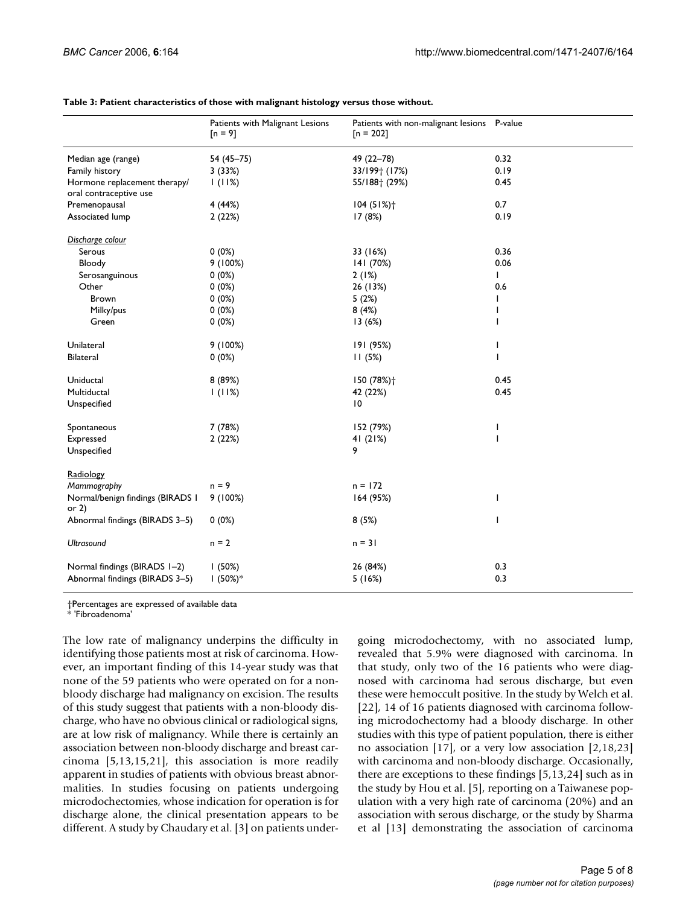**Table 3: Patient characteristics of those with malignant histology versus those without.**

| | Patients with Malignant Lesions [n = 9] | Patients with non-malignant lesions [n = 202] | P-value |
|---|---|---|---|
| Median age (range) | 54 (45–75) | 49 (22–78) | 0.32 |
| Family history | 3 (33%) | 33/199† (17%) | 0.19 |
| Hormone replacement therapy/ oral contraceptive use | 1 (11%) | 55/188† (29%) | 0.45 |
| Premenopausal | 4 (44%) | 104 (51%)† | 0.7 |
| Associated lump | 2 (22%) | 17 (8%) | 0.19 |
| *Discharge colour* | | | |
| Serous | 0 (0%) | 33 (16%) | 0.36 |
| Bloody | 9 (100%) | 141 (70%) | 0.06 |
| Serosanguinous | 0 (0%) | 2 (1%) | 1 |
| Other | 0 (0%) | 26 (13%) | 0.6 |
| Brown | 0 (0%) | 5 (2%) | 1 |
| Milky/pus | 0 (0%) | 8 (4%) | 1 |
| Green | 0 (0%) | 13 (6%) | 1 |
| Unilateral | 9 (100%) | 191 (95%) | 1 |
| Bilateral | 0 (0%) | 11 (5%) | 1 |
| Uniductal | 8 (89%) | 150 (78%)† | 0.45 |
| Multiductal | 1 (11%) | 42 (22%) | 0.45 |
| Unspecified | | 10 | |
| Spontaneous | 7 (78%) | 152 (79%) | 1 |
| Expressed | 2 (22%) | 41 (21%) | 1 |
| Unspecified | | 9 | |
| *Radiology* | | | |
| *Mammography* | n = 9 | n = 172 | |
| Normal/benign findings (BIRADS 1 or 2) | 9 (100%) | 164 (95%) | 1 |
| Abnormal findings (BIRADS 3–5) | 0 (0%) | 8 (5%) | 1 |
| *Ultrasound* | n = 2 | n = 31 | |
| Normal findings (BIRADS 1–2) | 1 (50%) | 26 (84%) | 0.3 |
| Abnormal findings (BIRADS 3–5) | 1 (50%)* | 5 (16%) | 0.3 |

†Percentages are expressed of available data
* 'Fibroadenoma'

The low rate of malignancy underpins the difficulty in identifying those patients most at risk of carcinoma. However, an important finding of this 14-year study was that none of the 59 patients who were operated on for a non-bloody discharge had malignancy on excision. The results of this study suggest that patients with a non-bloody discharge, who have no obvious clinical or radiological signs, are at low risk of malignancy. While there is certainly an association between non-bloody discharge and breast carcinoma [5,13,15,21], this association is more readily apparent in studies of patients with obvious breast abnormalities. In studies focusing on patients undergoing microdochectomies, whose indication for operation is for discharge alone, the clinical presentation appears to be different. A study by Chaudary et al. [3] on patients undergoing microdochectomy, with no associated lump, revealed that 5.9% were diagnosed with carcinoma. In that study, only two of the 16 patients who were diagnosed with carcinoma had serous discharge, but even these were hemoccult positive. In the study by Welch et al. [22], 14 of 16 patients diagnosed with carcinoma following microdochectomy had a bloody discharge. In other studies with this type of patient population, there is either no association [17], or a very low association [2,18,23] with carcinoma and non-bloody discharge. Occasionally, there are exceptions to these findings [5,13,24] such as in the study by Hou et al. [5], reporting on a Taiwanese population with a very high rate of carcinoma (20%) and an association with serous discharge, or the study by Sharma et al [13] demonstrating the association of carcinoma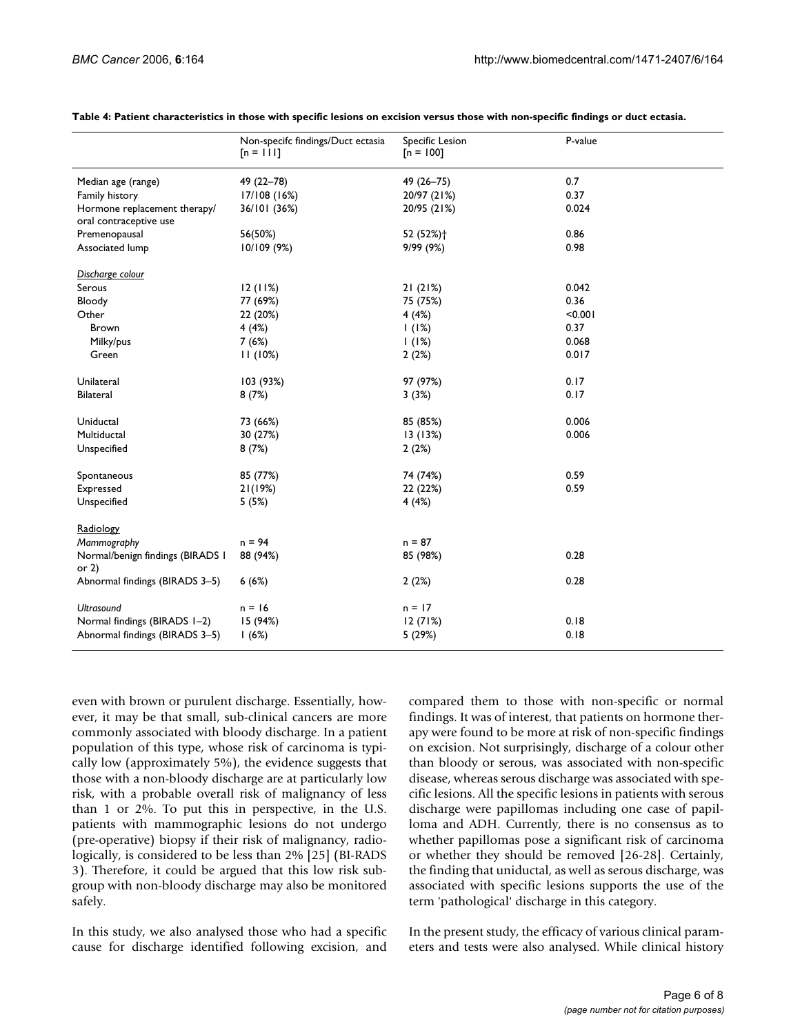**Table 4: Patient characteristics in those with specific lesions on excision versus those with non-specific findings or duct ectasia.**

| | Non-specifc findings/Duct ectasia [n = 111] | Specific Lesion [n = 100] | P-value |
|---|---|---|---|
| Median age (range) | 49 (22–78) | 49 (26–75) | 0.7 |
| Family history | 17/108 (16%) | 20/97 (21%) | 0.37 |
| Hormone replacement therapy/ oral contraceptive use | 36/101 (36%) | 20/95 (21%) | 0.024 |
| Premenopausal | 56(50%) | 52 (52%)† | 0.86 |
| Associated lump | 10/109 (9%) | 9/99 (9%) | 0.98 |
| *Discharge colour* | | | |
| Serous | 12 (11%) | 21 (21%) | 0.042 |
| Bloody | 77 (69%) | 75 (75%) | 0.36 |
| Other | 22 (20%) | 4 (4%) | <0.001 |
| Brown | 4 (4%) | 1 (1%) | 0.37 |
| Milky/pus | 7 (6%) | 1 (1%) | 0.068 |
| Green | 11 (10%) | 2 (2%) | 0.017 |
| Unilateral | 103 (93%) | 97 (97%) | 0.17 |
| Bilateral | 8 (7%) | 3 (3%) | 0.17 |
| Uniductal | 73 (66%) | 85 (85%) | 0.006 |
| Multiductal | 30 (27%) | 13 (13%) | 0.006 |
| Unspecified | 8 (7%) | 2 (2%) | |
| Spontaneous | 85 (77%) | 74 (74%) | 0.59 |
| Expressed | 21(19%) | 22 (22%) | 0.59 |
| Unspecified | 5 (5%) | 4 (4%) | |
| Radiology | | | |
| *Mammography* | n = 94 | n = 87 | |
| Normal/benign findings (BIRADS 1 or 2) | 88 (94%) | 85 (98%) | 0.28 |
| Abnormal findings (BIRADS 3–5) | 6 (6%) | 2 (2%) | 0.28 |
| *Ultrasound* | n = 16 | n = 17 | |
| Normal findings (BIRADS 1–2) | 15 (94%) | 12 (71%) | 0.18 |
| Abnormal findings (BIRADS 3–5) | 1 (6%) | 5 (29%) | 0.18 |

even with brown or purulent discharge. Essentially, however, it may be that small, sub-clinical cancers are more commonly associated with bloody discharge. In a patient population of this type, whose risk of carcinoma is typically low (approximately 5%), the evidence suggests that those with a non-bloody discharge are at particularly low risk, with a probable overall risk of malignancy of less than 1 or 2%. To put this in perspective, in the U.S. patients with mammographic lesions do not undergo (pre-operative) biopsy if their risk of malignancy, radiologically, is considered to be less than 2% [25] (BI-RADS 3). Therefore, it could be argued that this low risk subgroup with non-bloody discharge may also be monitored safely.

In this study, we also analysed those who had a specific cause for discharge identified following excision, and compared them to those with non-specific or normal findings. It was of interest, that patients on hormone therapy were found to be more at risk of non-specific findings on excision. Not surprisingly, discharge of a colour other than bloody or serous, was associated with non-specific disease, whereas serous discharge was associated with specific lesions. All the specific lesions in patients with serous discharge were papillomas including one case of papilloma and ADH. Currently, there is no consensus as to whether papillomas pose a significant risk of carcinoma or whether they should be removed [26-28]. Certainly, the finding that uniductal, as well as serous discharge, was associated with specific lesions supports the use of the term 'pathological' discharge in this category.

In the present study, the efficacy of various clinical parameters and tests were also analysed. While clinical history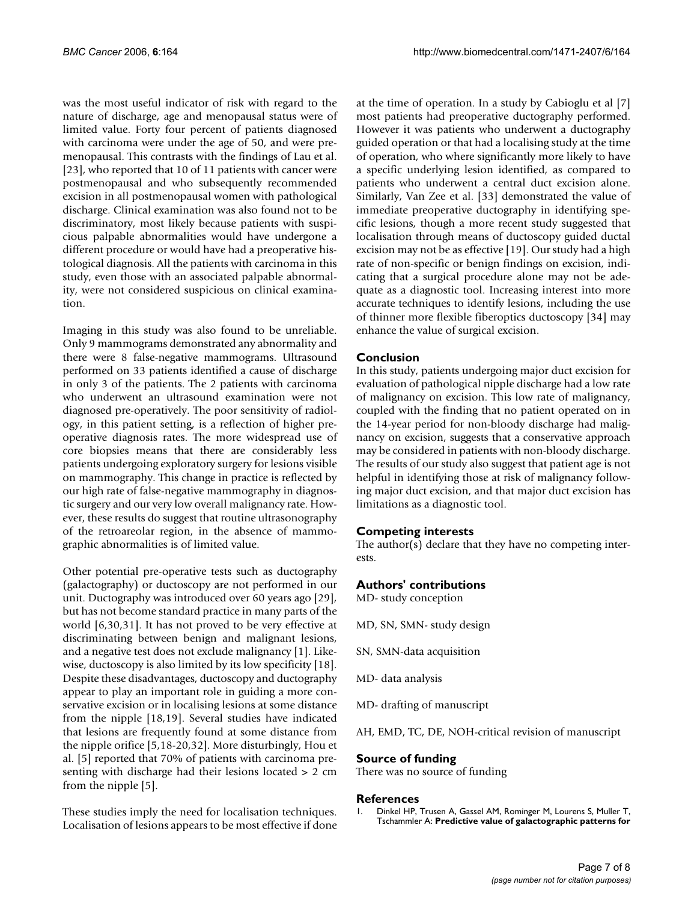was the most useful indicator of risk with regard to the nature of discharge, age and menopausal status were of limited value. Forty four percent of patients diagnosed with carcinoma were under the age of 50, and were premenopausal. This contrasts with the findings of Lau et al. [23], who reported that 10 of 11 patients with cancer were postmenopausal and who subsequently recommended excision in all postmenopausal women with pathological discharge. Clinical examination was also found not to be discriminatory, most likely because patients with suspicious palpable abnormalities would have undergone a different procedure or would have had a preoperative histological diagnosis. All the patients with carcinoma in this study, even those with an associated palpable abnormality, were not considered suspicious on clinical examination.

Imaging in this study was also found to be unreliable. Only 9 mammograms demonstrated any abnormality and there were 8 false-negative mammograms. Ultrasound performed on 33 patients identified a cause of discharge in only 3 of the patients. The 2 patients with carcinoma who underwent an ultrasound examination were not diagnosed pre-operatively. The poor sensitivity of radiology, in this patient setting, is a reflection of higher preoperative diagnosis rates. The more widespread use of core biopsies means that there are considerably less patients undergoing exploratory surgery for lesions visible on mammography. This change in practice is reflected by our high rate of false-negative mammography in diagnostic surgery and our very low overall malignancy rate. However, these results do suggest that routine ultrasonography of the retroareolar region, in the absence of mammographic abnormalities is of limited value.

Other potential pre-operative tests such as ductography (galactography) or ductoscopy are not performed in our unit. Ductography was introduced over 60 years ago [29], but has not become standard practice in many parts of the world [6,30,31]. It has not proved to be very effective at discriminating between benign and malignant lesions, and a negative test does not exclude malignancy [1]. Likewise, ductoscopy is also limited by its low specificity [18]. Despite these disadvantages, ductoscopy and ductography appear to play an important role in guiding a more conservative excision or in localising lesions at some distance from the nipple [18,19]. Several studies have indicated that lesions are frequently found at some distance from the nipple orifice [5,18-20,32]. More disturbingly, Hou et al. [5] reported that 70% of patients with carcinoma presenting with discharge had their lesions located > 2 cm from the nipple [5].

These studies imply the need for localisation techniques. Localisation of lesions appears to be most effective if done at the time of operation. In a study by Cabioglu et al [7] most patients had preoperative ductography performed. However it was patients who underwent a ductography guided operation or that had a localising study at the time of operation, who where significantly more likely to have a specific underlying lesion identified, as compared to patients who underwent a central duct excision alone. Similarly, Van Zee et al. [33] demonstrated the value of immediate preoperative ductography in identifying specific lesions, though a more recent study suggested that localisation through means of ductoscopy guided ductal excision may not be as effective [19]. Our study had a high rate of non-specific or benign findings on excision, indicating that a surgical procedure alone may not be adequate as a diagnostic tool. Increasing interest into more accurate techniques to identify lesions, including the use of thinner more flexible fiberoptics ductoscopy [34] may enhance the value of surgical excision.

## Conclusion

In this study, patients undergoing major duct excision for evaluation of pathological nipple discharge had a low rate of malignancy on excision. This low rate of malignancy, coupled with the finding that no patient operated on in the 14-year period for non-bloody discharge had malignancy on excision, suggests that a conservative approach may be considered in patients with non-bloody discharge. The results of our study also suggest that patient age is not helpful in identifying those at risk of malignancy following major duct excision, and that major duct excision has limitations as a diagnostic tool.

## Competing interests

The author(s) declare that they have no competing interests.

## Authors' contributions

MD- study conception

MD, SN, SMN- study design

SN, SMN-data acquisition

MD- data analysis

MD- drafting of manuscript

AH, EMD, TC, DE, NOH-critical revision of manuscript

## Source of funding

There was no source of funding

## References

1. Dinkel HP, Trusen A, Gassel AM, Rominger M, Lourens S, Muller T, Tschammler A: **Predictive value of galactographic patterns for**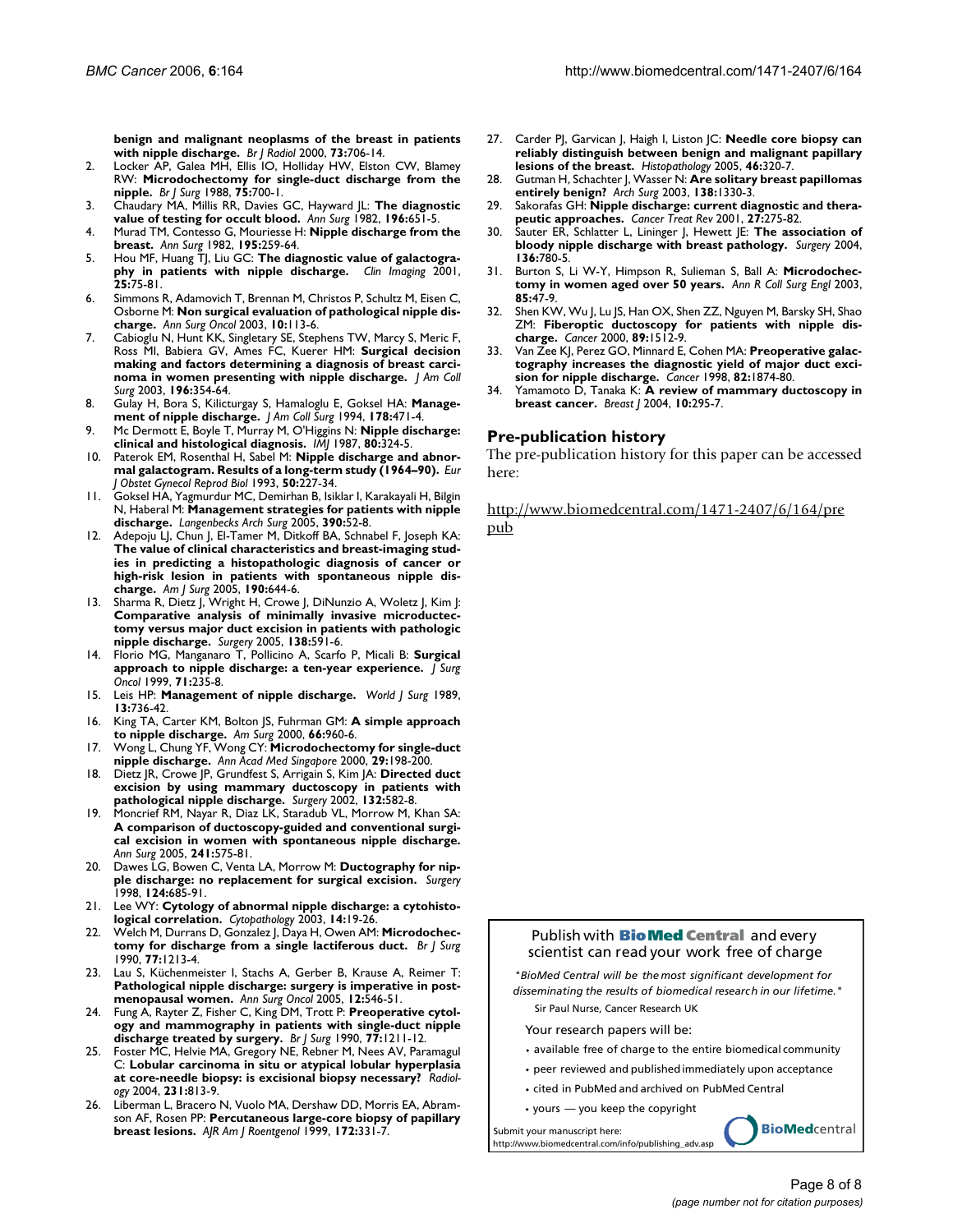**benign and malignant neoplasms of the breast in patients with nipple discharge.** *Br J Radiol* 2000, **73:**706-14.
2. Locker AP, Galea MH, Ellis IO, Holliday HW, Elston CW, Blamey RW: **Microdochectomy for single-duct discharge from the nipple.** *Br J Surg* 1988, **75:**700-1.
3. Chaudary MA, Millis RR, Davies GC, Hayward JL: **The diagnostic value of testing for occult blood.** *Ann Surg* 1982, **196:**651-5.
4. Murad TM, Contesso G, Mouriesse H: **Nipple discharge from the breast.** *Ann Surg* 1982, **195:**259-64.
5. Hou MF, Huang TJ, Liu GC: **The diagnostic value of galactography in patients with nipple discharge.** *Clin Imaging* 2001, **25:**75-81.
6. Simmons R, Adamovich T, Brennan M, Christos P, Schultz M, Eisen C, Osborne M: **Non surgical evaluation of pathological nipple discharge.** *Ann Surg Oncol* 2003, **10:**113-6.
7. Cabioglu N, Hunt KK, Singletary SE, Stephens TW, Marcy S, Meric F, Ross MI, Babiera GV, Ames FC, Kuerer HM: **Surgical decision making and factors determining a diagnosis of breast carcinoma in women presenting with nipple discharge.** *J Am Coll Surg* 2003, **196:**354-64.
8. Gulay H, Bora S, Kilicturgay S, Hamaloglu E, Goksel HA: **Management of nipple discharge.** *J Am Coll Surg* 1994, **178:**471-4.
9. Mc Dermott E, Boyle T, Murray M, O'Higgins N: **Nipple discharge: clinical and histological diagnosis.** *IMJ* 1987, **80:**324-5.
10. Paterok EM, Rosenthal H, Sabel M: **Nipple discharge and abnormal galactogram. Results of a long-term study (1964–90).** *Eur J Obstet Gynecol Reprod Biol* 1993, **50:**227-34.
11. Goksel HA, Yagmurdur MC, Demirhan B, Isiklar I, Karakayali H, Bilgin N, Haberal M: **Management strategies for patients with nipple discharge.** *Langenbecks Arch Surg* 2005, **390:**52-8.
12. Adepoju LJ, Chun J, El-Tamer M, Ditkoff BA, Schnabel F, Joseph KA: **The value of clinical characteristics and breast-imaging studies in predicting a histopathologic diagnosis of cancer or high-risk lesion in patients with spontaneous nipple discharge.** *Am J Surg* 2005, **190:**644-6.
13. Sharma R, Dietz J, Wright H, Crowe J, DiNunzio A, Woletz J, Kim J: **Comparative analysis of minimally invasive microductectomy versus major duct excision in patients with pathologic nipple discharge.** *Surgery* 2005, **138:**591-6.
14. Florio MG, Manganaro T, Pollicino A, Scarfo P, Micali B: **Surgical approach to nipple discharge: a ten-year experience.** *J Surg Oncol* 1999, **71:**235-8.
15. Leis HP: **Management of nipple discharge.** *World J Surg* 1989, **13:**736-42.
16. King TA, Carter KM, Bolton JS, Fuhrman GM: **A simple approach to nipple discharge.** *Am Surg* 2000, **66:**960-6.
17. Wong L, Chung YF, Wong CY: **Microdochectomy for single-duct nipple discharge.** *Ann Acad Med Singapore* 2000, **29:**198-200.
18. Dietz JR, Crowe JP, Grundfest S, Arrigain S, Kim JA: **Directed duct excision by using mammary ductoscopy in patients with pathological nipple discharge.** *Surgery* 2002, **132:**582-8.
19. Moncrief RM, Nayar R, Diaz LK, Staradub VL, Morrow M, Khan SA: **A comparison of ductoscopy-guided and conventional surgical excision in women with spontaneous nipple discharge.** *Ann Surg* 2005, **241:**575-81.
20. Dawes LG, Bowen C, Venta LA, Morrow M: **Ductography for nipple discharge: no replacement for surgical excision.** *Surgery* 1998, **124:**685-91.
21. Lee WY: **Cytology of abnormal nipple discharge: a cytohistological correlation.** *Cytopathology* 2003, **14:**19-26.
22. Welch M, Durrans D, Gonzalez J, Daya H, Owen AM: **Microdochectomy for discharge from a single lactiferous duct.** *Br J Surg* 1990, **77:**1213-4.
23. Lau S, Küchenmeister I, Stachs A, Gerber B, Krause A, Reimer T: **Pathological nipple discharge: surgery is imperative in postmenopausal women.** *Ann Surg Oncol* 2005, **12:**546-51.
24. Fung A, Rayter Z, Fisher C, King DM, Trott P: **Preoperative cytology and mammography in patients with single-duct nipple discharge treated by surgery.** *Br J Surg* 1990, **77:**1211-12.
25. Foster MC, Helvie MA, Gregory NE, Rebner M, Nees AV, Paramagul C: **Lobular carcinoma in situ or atypical lobular hyperplasia at core-needle biopsy: is excisional biopsy necessary?** *Radiology* 2004, **231:**813-9.
26. Liberman L, Bracero N, Vuolo MA, Dershaw DD, Morris EA, Abramson AF, Rosen PP: **Percutaneous large-core biopsy of papillary breast lesions.** *AJR Am J Roentgenol* 1999, **172:**331-7.
27. Carder PJ, Garvican J, Haigh I, Liston JC: **Needle core biopsy can reliably distinguish between benign and malignant papillary lesions of the breast.** *Histopathology* 2005, **46:**320-7.
28. Gutman H, Schachter J, Wasser N: **Are solitary breast papillomas entirely benign?** *Arch Surg* 2003, **138:**1330-3.
29. Sakorafas GH: **Nipple discharge: current diagnostic and therapeutic approaches.** *Cancer Treat Rev* 2001, **27:**275-82.
30. Sauter ER, Schlatter L, Lininger J, Hewett JE: **The association of bloody nipple discharge with breast pathology.** *Surgery* 2004, **136:**780-5.
31. Burton S, Li W-Y, Himpson R, Sulieman S, Ball A: **Microdochectomy in women aged over 50 years.** *Ann R Coll Surg Engl* 2003, **85:**47-9.
32. Shen KW, Wu J, Lu JS, Han OX, Shen ZZ, Nguyen M, Barsky SH, Shao ZM: **Fiberoptic ductoscopy for patients with nipple discharge.** *Cancer* 2000, **89:**1512-9.
33. Van Zee KJ, Perez GO, Minnard E, Cohen MA: **Preoperative galactography increases the diagnostic yield of major duct excision for nipple discharge.** *Cancer* 1998, **82:**1874-80.
34. Yamamoto D, Tanaka K: **A review of mammary ductoscopy in breast cancer.** *Breast J* 2004, **10:**295-7.

## Pre-publication history

The pre-publication history for this paper can be accessed here:

http://www.biomedcentral.com/1471-2407/6/164/prepub

Publish with **BioMed Central** and every scientist can read your work free of charge

*"BioMed Central will be the most significant development for disseminating the results of biomedical research in our lifetime."*
Sir Paul Nurse, Cancer Research UK

Your research papers will be:

- available free of charge to the entire biomedical community
- peer reviewed and published immediately upon acceptance
- cited in PubMed and archived on PubMed Central
- yours — you keep the copyright

Submit your manuscript here:
http://www.biomedcentral.com/info/publishing_adv.asp

BioMedcentral